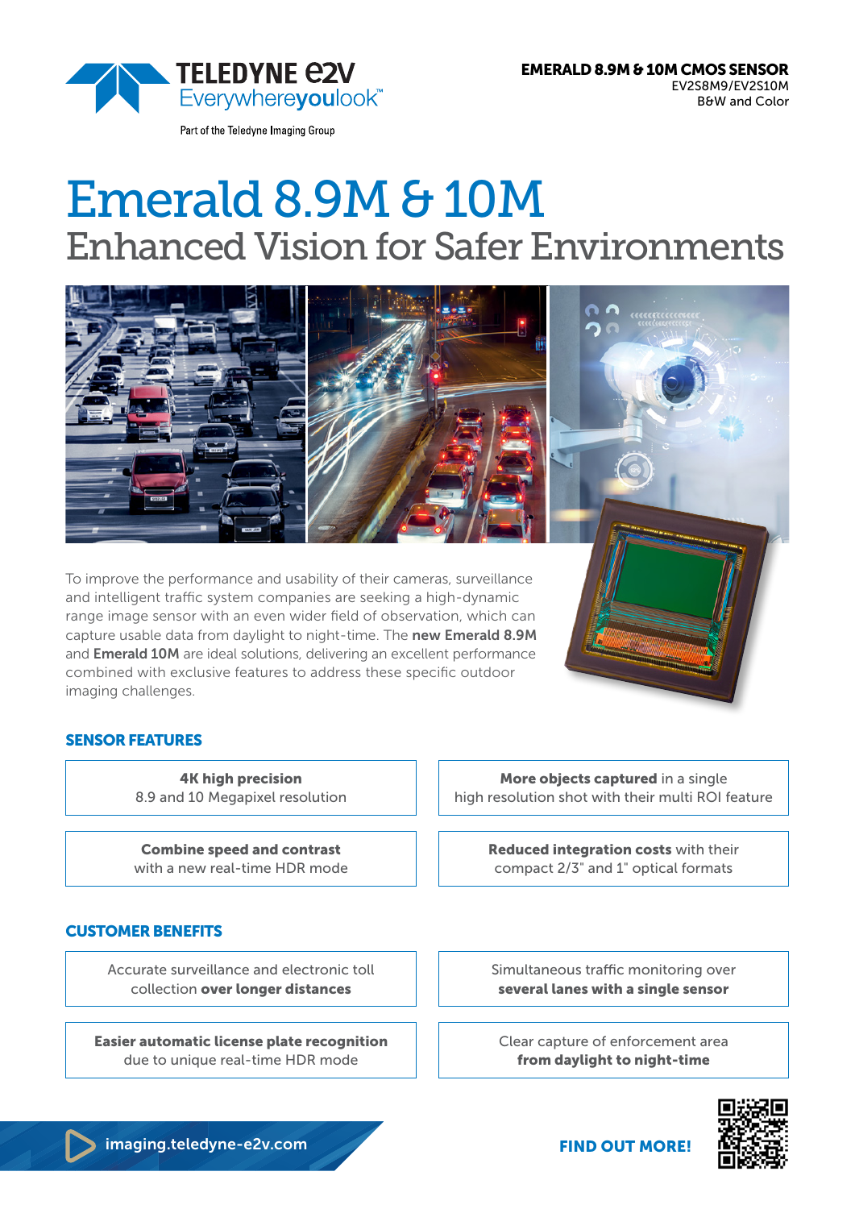TELEDYNE e2V
Everywhereyoulook™

Part of the Teledyne Imaging Group

**EMERALD 8.9M & 10M CMOS SENSOR**
EV2S8M9/EV2S10M
B&W and Color

# Emerald 8.9M & 10M

## Enhanced Vision for Safer Environments

To improve the performance and usability of their cameras, surveillance and intelligent traffic system companies are seeking a high-dynamic range image sensor with an even wider field of observation, which can capture usable data from daylight to night-time. The **new Emerald 8.9M** and **Emerald 10M** are ideal solutions, delivering an excellent performance combined with exclusive features to address these specific outdoor imaging challenges.

### SENSOR FEATURES

- **4K high precision** 8.9 and 10 Megapixel resolution
- **More objects captured** in a single high resolution shot with their multi ROI feature
- **Combine speed and contrast** with a new real-time HDR mode
- **Reduced integration costs** with their compact 2/3" and 1" optical formats

### CUSTOMER BENEFITS

- Accurate surveillance and electronic toll collection **over longer distances**
- Simultaneous traffic monitoring over **several lanes with a single sensor**
- **Easier automatic license plate recognition** due to unique real-time HDR mode
- Clear capture of enforcement area **from daylight to night-time**

imaging.teledyne-e2v.com

**FIND OUT MORE!**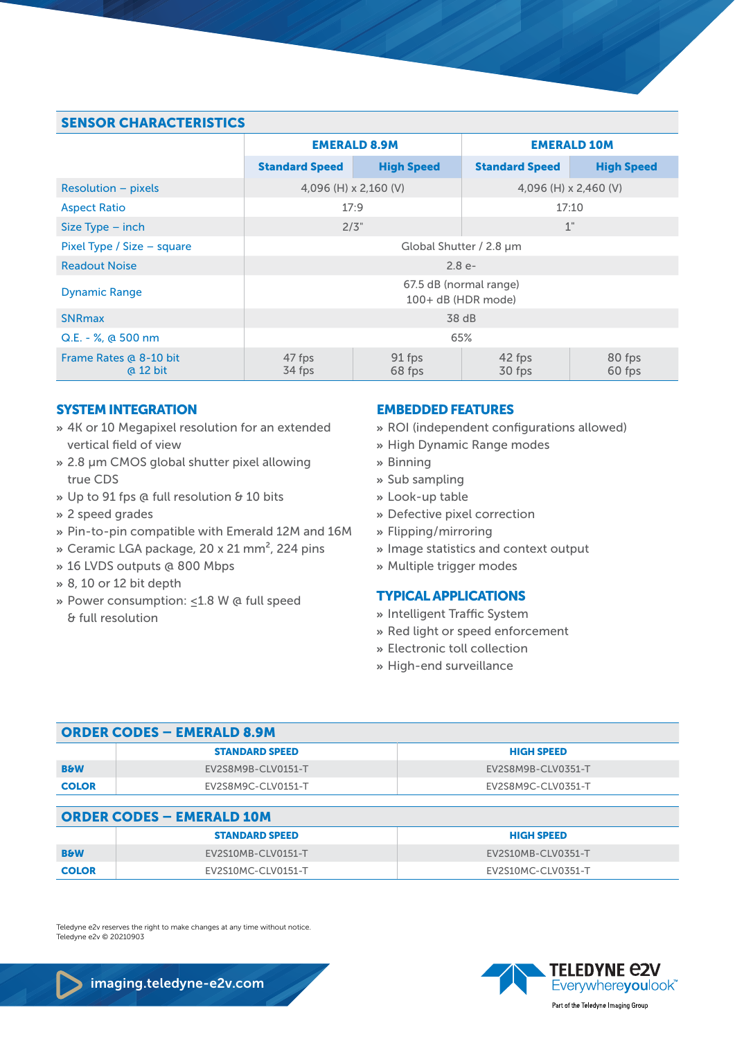## SENSOR CHARACTERISTICS

| | EMERALD 8.9M | | EMERALD 10M | |
|---|---|---|---|---|
| | Standard Speed | High Speed | Standard Speed | High Speed |
| Resolution – pixels | 4,096 (H) x 2,160 (V) | | 4,096 (H) x 2,460 (V) | |
| Aspect Ratio | 17:9 | | 17:10 | |
| Size Type – inch | 2/3" | | 1" | |
| Pixel Type / Size – square | Global Shutter / 2.8 µm | | | |
| Readout Noise | 2.8 e- | | | |
| Dynamic Range | 67.5 dB (normal range) 100+ dB (HDR mode) | | | |
| SNRmax | 38 dB | | | |
| Q.E. - %, @ 500 nm | 65% | | | |
| Frame Rates @ 8-10 bit @ 12 bit | 47 fps 34 fps | 91 fps 68 fps | 42 fps 30 fps | 80 fps 60 fps |

## SYSTEM INTEGRATION

- 4K or 10 Megapixel resolution for an extended vertical field of view
- 2.8 µm CMOS global shutter pixel allowing true CDS
- Up to 91 fps @ full resolution & 10 bits
- 2 speed grades
- Pin-to-pin compatible with Emerald 12M and 16M
- Ceramic LGA package, 20 x 21 mm², 224 pins
- 16 LVDS outputs @ 800 Mbps
- 8, 10 or 12 bit depth
- Power consumption: ≤1.8 W @ full speed & full resolution

## EMBEDDED FEATURES

- ROI (independent configurations allowed)
- High Dynamic Range modes
- Binning
- Sub sampling
- Look-up table
- Defective pixel correction
- Flipping/mirroring
- Image statistics and context output
- Multiple trigger modes

## TYPICAL APPLICATIONS

- Intelligent Traffic System
- Red light or speed enforcement
- Electronic toll collection
- High-end surveillance

## ORDER CODES – EMERALD 8.9M

| | STANDARD SPEED | HIGH SPEED |
|---|---|---|
| B&W | EV2S8M9B-CLV0151-T | EV2S8M9B-CLV0351-T |
| COLOR | EV2S8M9C-CLV0151-T | EV2S8M9C-CLV0351-T |

## ORDER CODES – EMERALD 10M

| | STANDARD SPEED | HIGH SPEED |
|---|---|---|
| B&W | EV2S10MB-CLV0151-T | EV2S10MB-CLV0351-T |
| COLOR | EV2S10MC-CLV0151-T | EV2S10MC-CLV0351-T |

Teledyne e2v reserves the right to make changes at any time without notice.
Teledyne e2v © 20210903

imaging.teledyne-e2v.com

TELEDYNE e2v
Everywhereyoulook™
Part of the Teledyne Imaging Group